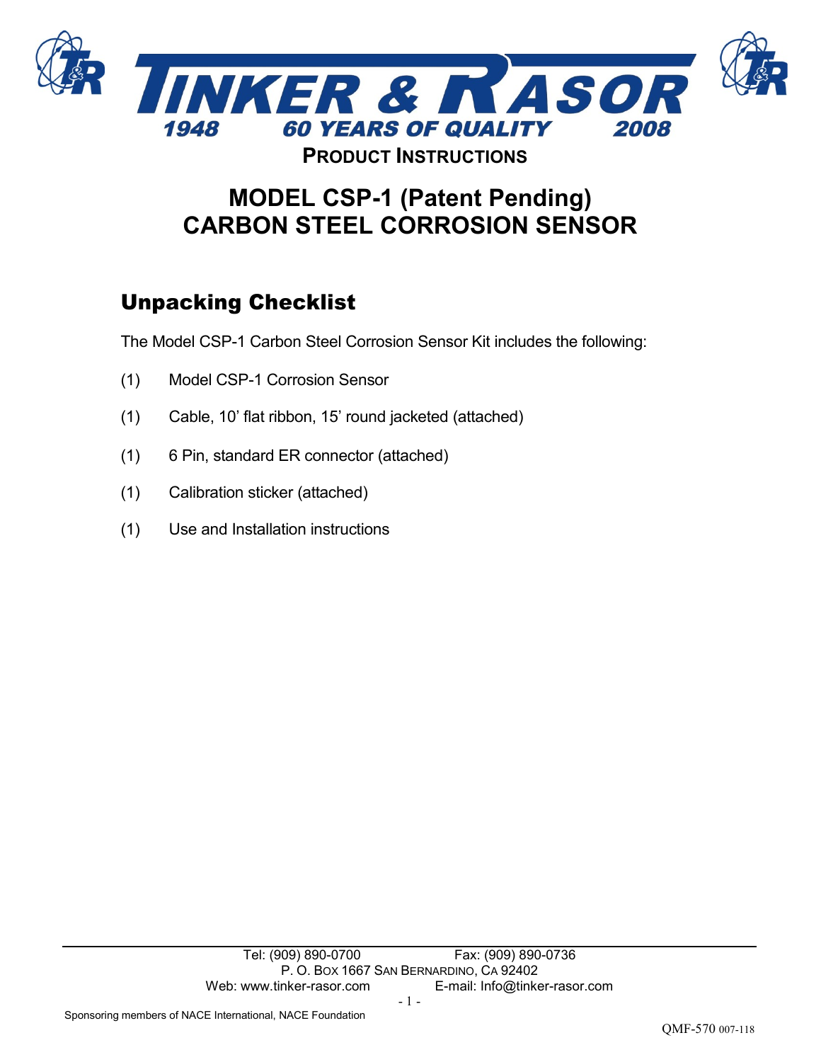# TINKER & RASOR

**1948 60 YEARS OF QUALITY 2008**

**PRODUCT INSTRUCTIONS**

# MODEL CSP-1 (Patent Pending) CARBON STEEL CORROSION SENSOR

## Unpacking Checklist

The Model CSP-1 Carbon Steel Corrosion Sensor Kit includes the following:

(1) Model CSP-1 Corrosion Sensor

(1) Cable, 10' flat ribbon, 15' round jacketed (attached)

(1) 6 Pin, standard ER connector (attached)

(1) Calibration sticker (attached)

(1) Use and Installation instructions

Tel: (909) 890-0700 Fax: (909) 890-0736
P. O. Box 1667 San Bernardino, CA 92402
Web: www.tinker-rasor.com E-mail: Info@tinker-rasor.com

Sponsoring members of NACE International, NACE Foundation

QMF-570 007-118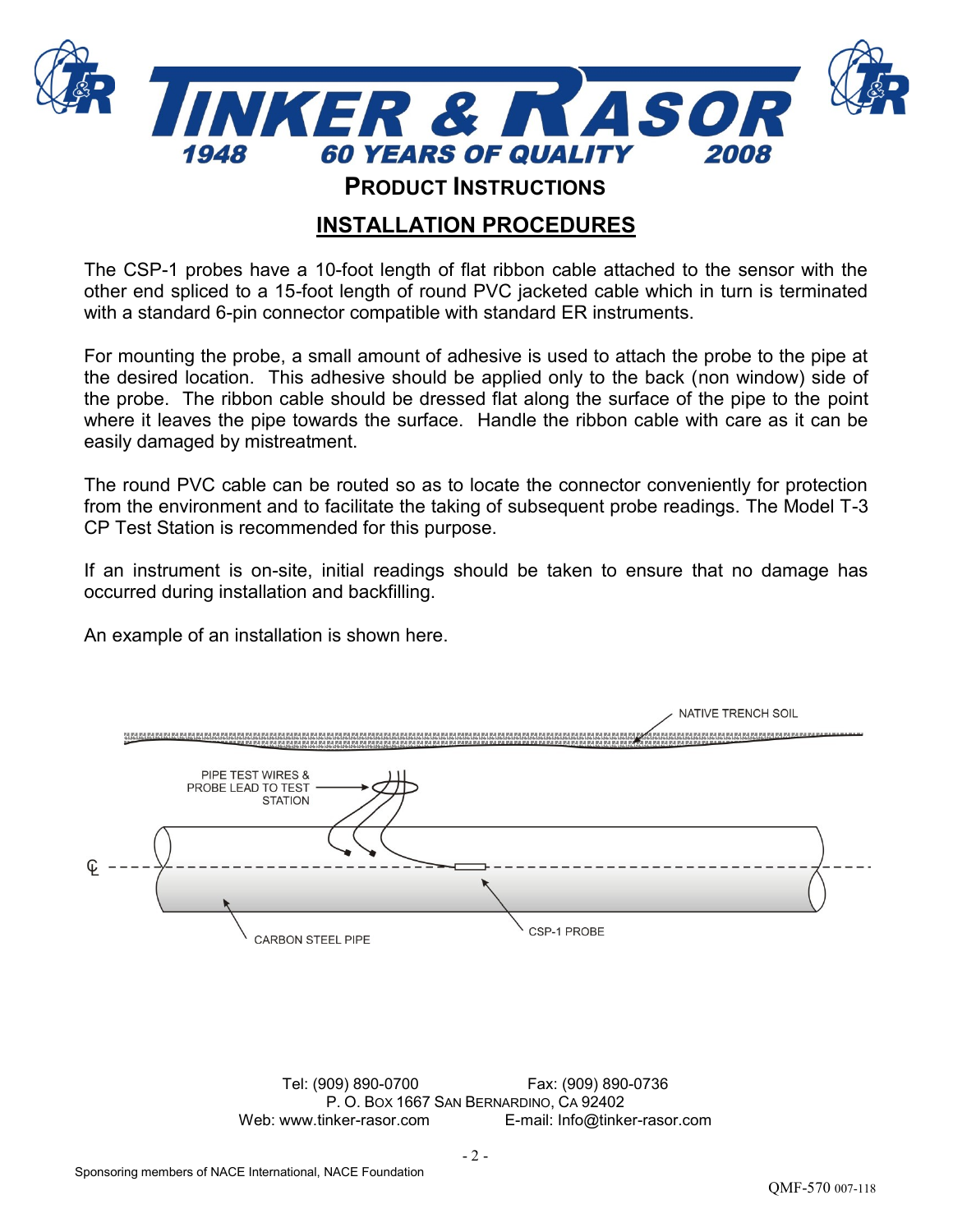## PRODUCT INSTRUCTIONS

## INSTALLATION PROCEDURES

The CSP-1 probes have a 10-foot length of flat ribbon cable attached to the sensor with the other end spliced to a 15-foot length of round PVC jacketed cable which in turn is terminated with a standard 6-pin connector compatible with standard ER instruments.

For mounting the probe, a small amount of adhesive is used to attach the probe to the pipe at the desired location. This adhesive should be applied only to the back (non window) side of the probe. The ribbon cable should be dressed flat along the surface of the pipe to the point where it leaves the pipe towards the surface. Handle the ribbon cable with care as it can be easily damaged by mistreatment.

The round PVC cable can be routed so as to locate the connector conveniently for protection from the environment and to facilitate the taking of subsequent probe readings. The Model T-3 CP Test Station is recommended for this purpose.

If an instrument is on-site, initial readings should be taken to ensure that no damage has occurred during installation and backfilling.

An example of an installation is shown here.

NATIVE TRENCH SOIL

PIPE TEST WIRES & PROBE LEAD TO TEST STATION

CARBON STEEL PIPE

CSP-1 PROBE

Tel: (909) 890-0700 Fax: (909) 890-0736
P. O. Box 1667 San Bernardino, CA 92402
Web: www.tinker-rasor.com E-mail: Info@tinker-rasor.com

Sponsoring members of NACE International, NACE Foundation

QMF-570 007-118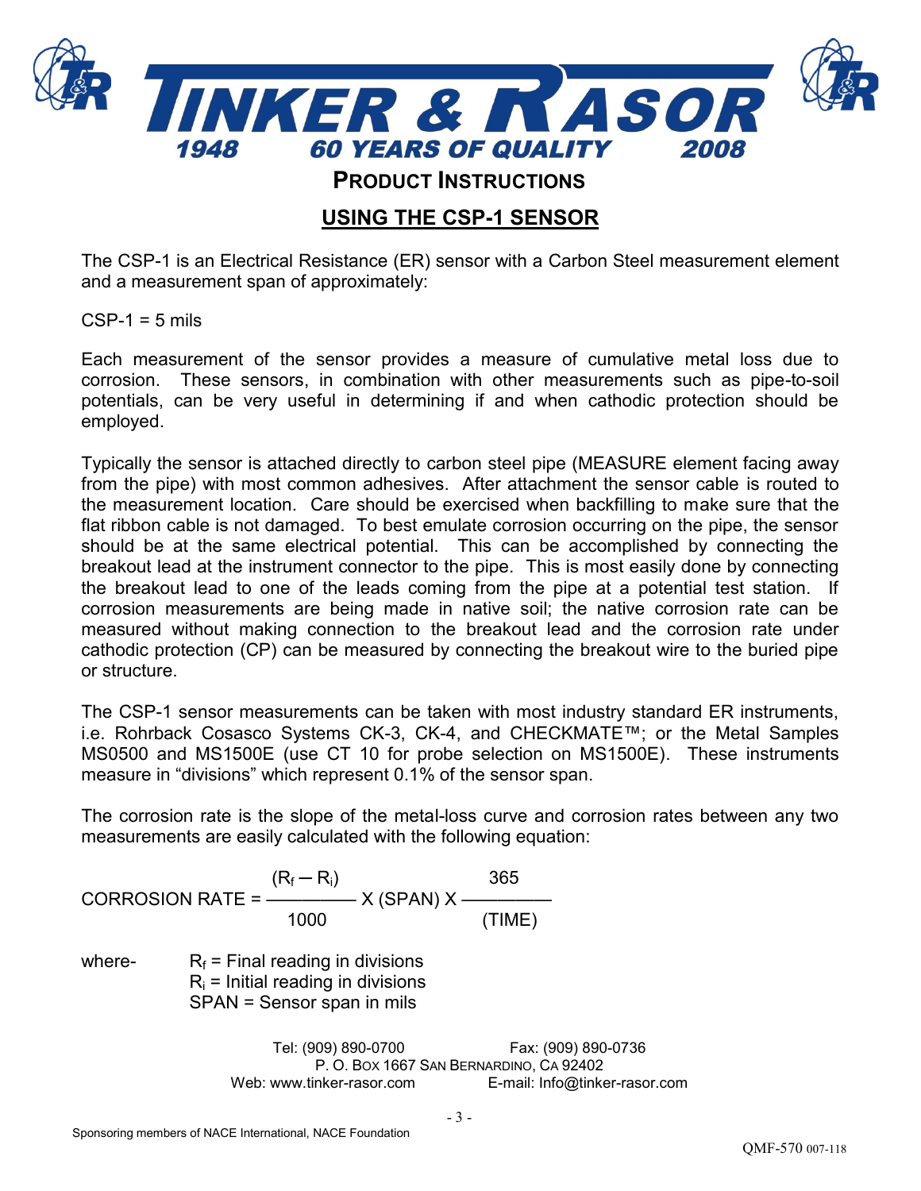# PRODUCT INSTRUCTIONS

## USING THE CSP-1 SENSOR

The CSP-1 is an Electrical Resistance (ER) sensor with a Carbon Steel measurement element and a measurement span of approximately:

CSP-1 = 5 mils

Each measurement of the sensor provides a measure of cumulative metal loss due to corrosion. These sensors, in combination with other measurements such as pipe-to-soil potentials, can be very useful in determining if and when cathodic protection should be employed.

Typically the sensor is attached directly to carbon steel pipe (MEASURE element facing away from the pipe) with most common adhesives. After attachment the sensor cable is routed to the measurement location. Care should be exercised when backfilling to make sure that the flat ribbon cable is not damaged. To best emulate corrosion occurring on the pipe, the sensor should be at the same electrical potential. This can be accomplished by connecting the breakout lead at the instrument connector to the pipe. This is most easily done by connecting the breakout lead to one of the leads coming from the pipe at a potential test station. If corrosion measurements are being made in native soil; the native corrosion rate can be measured without making connection to the breakout lead and the corrosion rate under cathodic protection (CP) can be measured by connecting the breakout wire to the buried pipe or structure.

The CSP-1 sensor measurements can be taken with most industry standard ER instruments, i.e. Rohrback Cosasco Systems CK-3, CK-4, and CHECKMATE™; or the Metal Samples MS0500 and MS1500E (use CT 10 for probe selection on MS1500E). These instruments measure in "divisions" which represent 0.1% of the sensor span.

The corrosion rate is the slope of the metal-loss curve and corrosion rates between any two measurements are easily calculated with the following equation:

$$\text{CORROSION RATE} = \frac{(R_f - R_i)}{1000} \times (\text{SPAN}) \times \frac{365}{(\text{TIME})}$$

where-
- $R_f$ = Final reading in divisions
- $R_i$ = Initial reading in divisions
- SPAN = Sensor span in mils

Tel: (909) 890-0700 Fax: (909) 890-0736
P. O. BOX 1667 SAN BERNARDINO, CA 92402
Web: www.tinker-rasor.com E-mail: Info@tinker-rasor.com

Sponsoring members of NACE International, NACE Foundation

QMF-570 007-118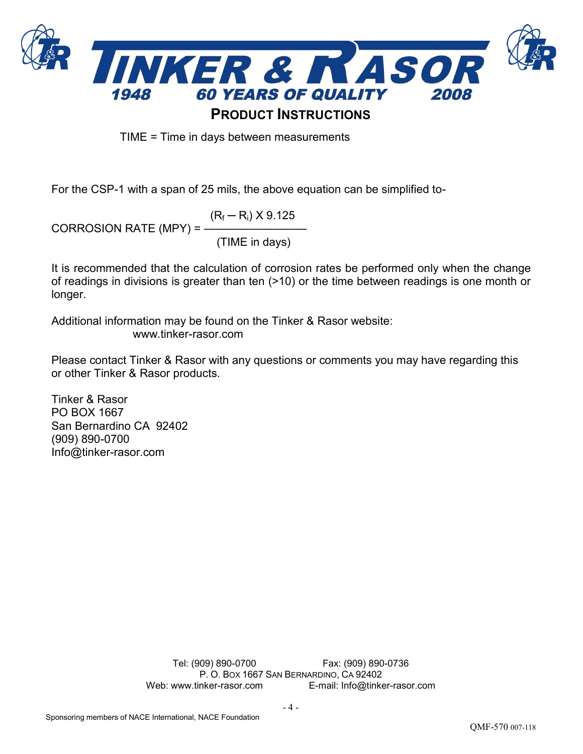TIME = Time in days between measurements

For the CSP-1 with a span of 25 mils, the above equation can be simplified to-

$$\text{CORROSION RATE (MPY)} = \frac{(R_f - R_i) \times 9.125}{\text{(TIME in days)}}$$

It is recommended that the calculation of corrosion rates be performed only when the change of readings in divisions is greater than ten (>10) or the time between readings is one month or longer.

Additional information may be found on the Tinker & Rasor website:
www.tinker-rasor.com

Please contact Tinker & Rasor with any questions or comments you may have regarding this or other Tinker & Rasor products.

Tinker & Rasor
PO BOX 1667
San Bernardino CA 92402
(909) 890-0700
Info@tinker-rasor.com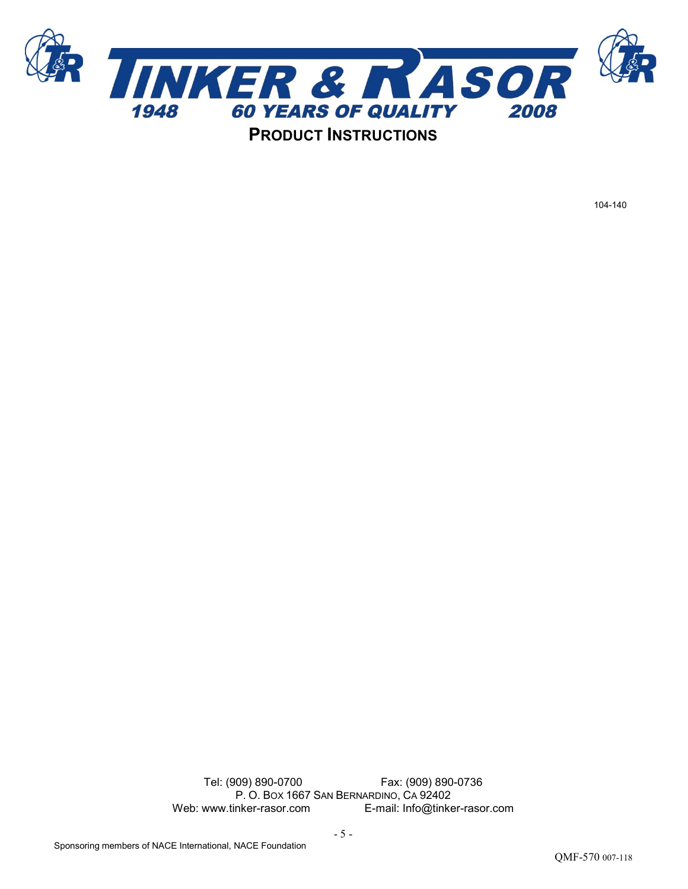# TINKER & RASOR

**1948 60 YEARS OF QUALITY 2008**

## PRODUCT INSTRUCTIONS

104-140

Tel: (909) 890-0700 Fax: (909) 890-0736
P. O. BOX 1667 SAN BERNARDINO, CA 92402
Web: www.tinker-rasor.com E-mail: Info@tinker-rasor.com

Sponsoring members of NACE International, NACE Foundation

QMF-570 007-118